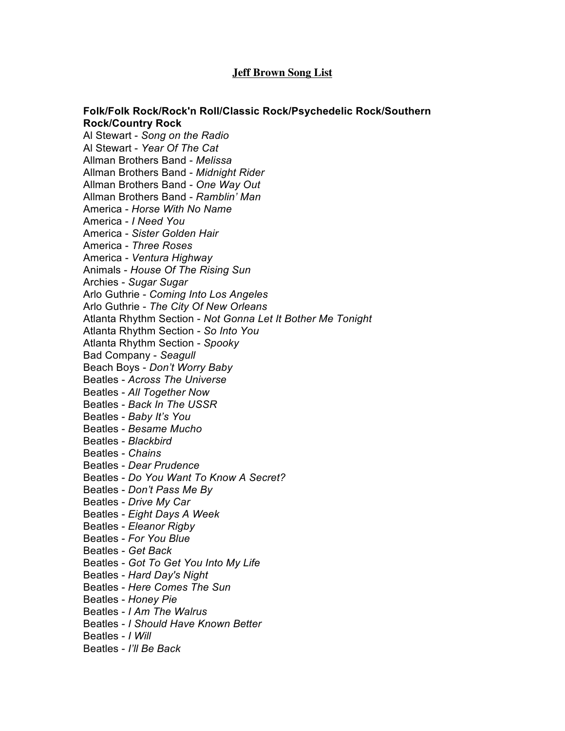# Jeff Brown Song List

**Folk/Folk Rock/Rock'n Roll/Classic Rock/Psychedelic Rock/Southern Rock/Country Rock**

Al Stewart - *Song on the Radio*
Al Stewart - *Year Of The Cat*
Allman Brothers Band - *Melissa*
Allman Brothers Band - *Midnight Rider*
Allman Brothers Band - *One Way Out*
Allman Brothers Band - *Ramblin' Man*
America - *Horse With No Name*
America - *I Need You*
America - *Sister Golden Hair*
America - *Three Roses*
America - *Ventura Highway*
Animals - *House Of The Rising Sun*
Archies - *Sugar Sugar*
Arlo Guthrie - *Coming Into Los Angeles*
Arlo Guthrie - *The City Of New Orleans*
Atlanta Rhythm Section - *Not Gonna Let It Bother Me Tonight*
Atlanta Rhythm Section - *So Into You*
Atlanta Rhythm Section - *Spooky*
Bad Company - *Seagull*
Beach Boys - *Don't Worry Baby*
Beatles - *Across The Universe*
Beatles - *All Together Now*
Beatles - *Back In The USSR*
Beatles - *Baby It's You*
Beatles - *Besame Mucho*
Beatles - *Blackbird*
Beatles - *Chains*
Beatles - *Dear Prudence*
Beatles - *Do You Want To Know A Secret?*
Beatles - *Don't Pass Me By*
Beatles - *Drive My Car*
Beatles - *Eight Days A Week*
Beatles - *Eleanor Rigby*
Beatles - *For You Blue*
Beatles - *Get Back*
Beatles - *Got To Get You Into My Life*
Beatles - *Hard Day's Night*
Beatles - *Here Comes The Sun*
Beatles - *Honey Pie*
Beatles - *I Am The Walrus*
Beatles - *I Should Have Known Better*
Beatles - *I Will*
Beatles - *I'll Be Back*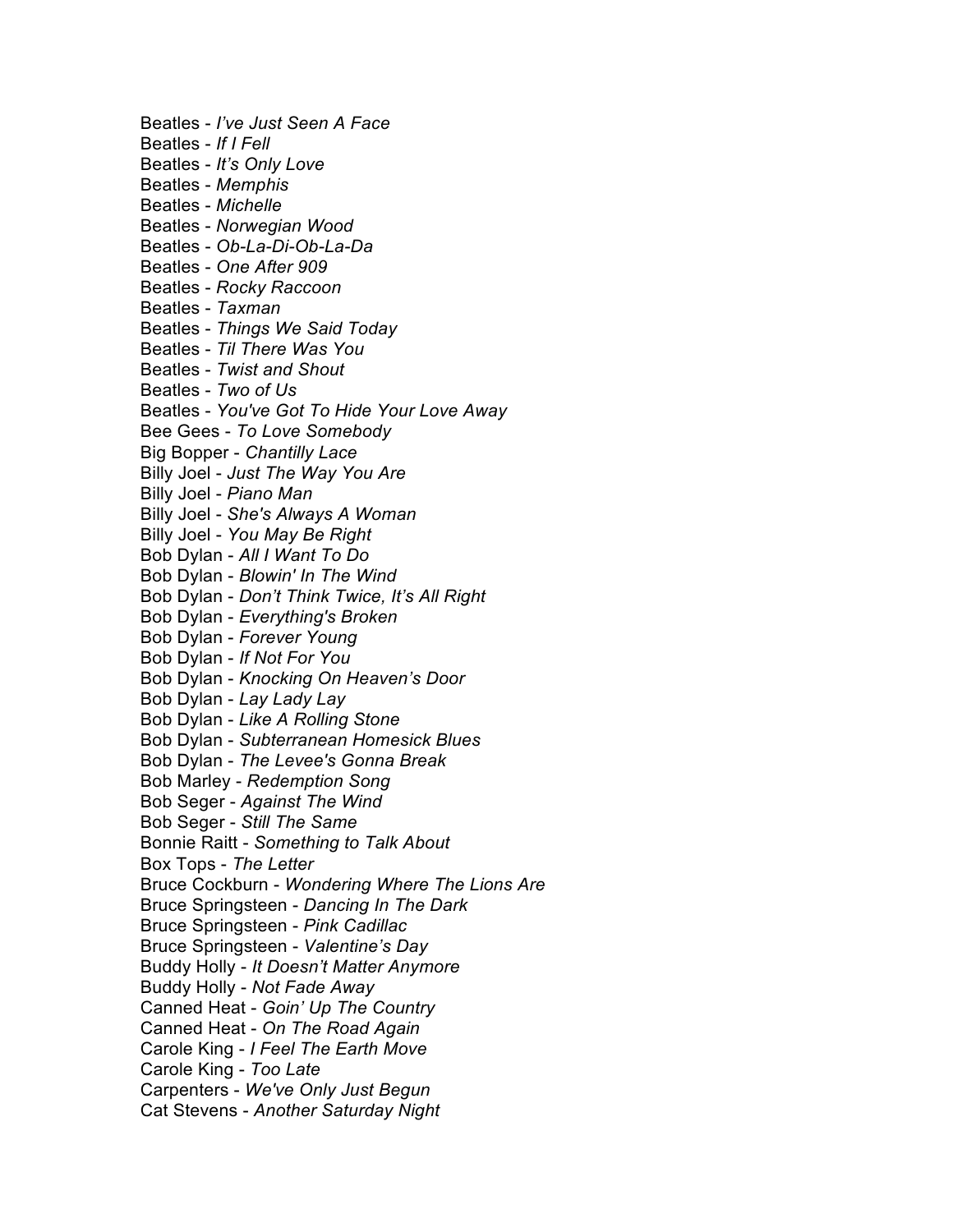Beatles - *I've Just Seen A Face*
Beatles - *If I Fell*
Beatles - *It's Only Love*
Beatles - *Memphis*
Beatles - *Michelle*
Beatles - *Norwegian Wood*
Beatles - *Ob-La-Di-Ob-La-Da*
Beatles - *One After 909*
Beatles - *Rocky Raccoon*
Beatles - *Taxman*
Beatles - *Things We Said Today*
Beatles - *Til There Was You*
Beatles - *Twist and Shout*
Beatles - *Two of Us*
Beatles - *You've Got To Hide Your Love Away*
Bee Gees - *To Love Somebody*
Big Bopper - *Chantilly Lace*
Billy Joel - *Just The Way You Are*
Billy Joel - *Piano Man*
Billy Joel - *She's Always A Woman*
Billy Joel - *You May Be Right*
Bob Dylan - *All I Want To Do*
Bob Dylan - *Blowin' In The Wind*
Bob Dylan - *Don't Think Twice, It's All Right*
Bob Dylan - *Everything's Broken*
Bob Dylan - *Forever Young*
Bob Dylan - *If Not For You*
Bob Dylan - *Knocking On Heaven's Door*
Bob Dylan - *Lay Lady Lay*
Bob Dylan - *Like A Rolling Stone*
Bob Dylan - *Subterranean Homesick Blues*
Bob Dylan - *The Levee's Gonna Break*
Bob Marley - *Redemption Song*
Bob Seger - *Against The Wind*
Bob Seger - *Still The Same*
Bonnie Raitt - *Something to Talk About*
Box Tops - *The Letter*
Bruce Cockburn - *Wondering Where The Lions Are*
Bruce Springsteen - *Dancing In The Dark*
Bruce Springsteen - *Pink Cadillac*
Bruce Springsteen - *Valentine's Day*
Buddy Holly - *It Doesn't Matter Anymore*
Buddy Holly - *Not Fade Away*
Canned Heat - *Goin' Up The Country*
Canned Heat - *On The Road Again*
Carole King - *I Feel The Earth Move*
Carole King - *Too Late*
Carpenters - *We've Only Just Begun*
Cat Stevens - *Another Saturday Night*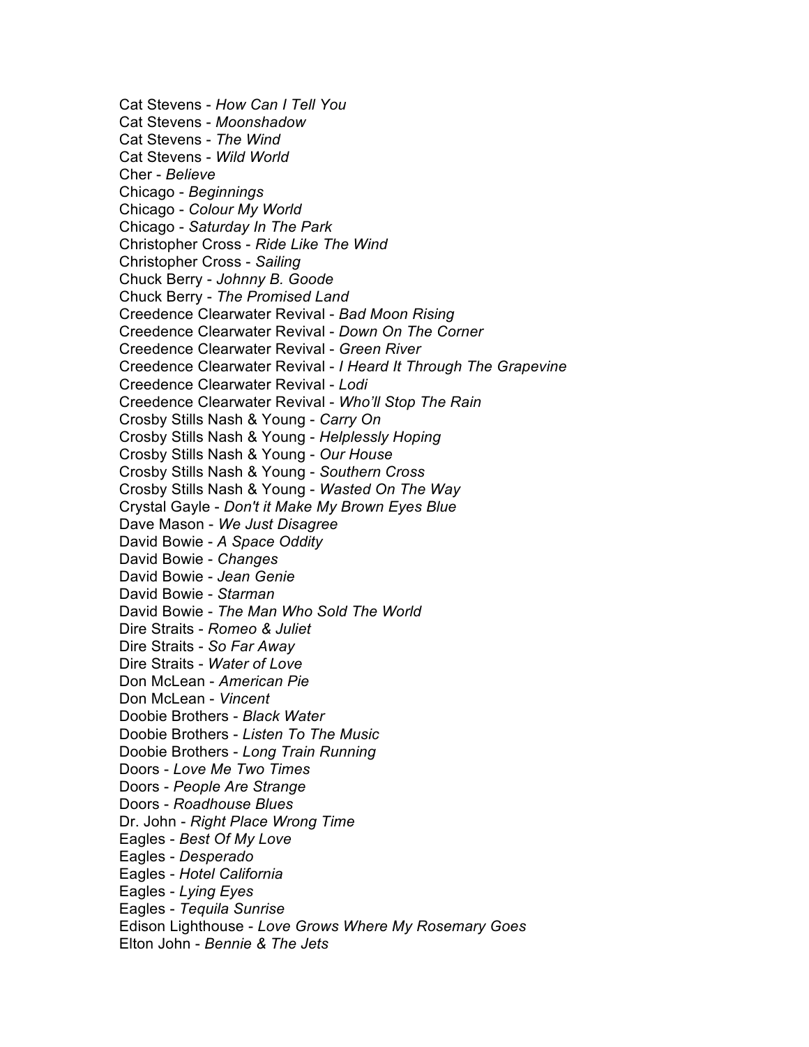Cat Stevens - *How Can I Tell You*
Cat Stevens - *Moonshadow*
Cat Stevens - *The Wind*
Cat Stevens - *Wild World*
Cher - *Believe*
Chicago - *Beginnings*
Chicago - *Colour My World*
Chicago - *Saturday In The Park*
Christopher Cross - *Ride Like The Wind*
Christopher Cross - *Sailing*
Chuck Berry - *Johnny B. Goode*
Chuck Berry - *The Promised Land*
Creedence Clearwater Revival - *Bad Moon Rising*
Creedence Clearwater Revival - *Down On The Corner*
Creedence Clearwater Revival - *Green River*
Creedence Clearwater Revival - *I Heard It Through The Grapevine*
Creedence Clearwater Revival - *Lodi*
Creedence Clearwater Revival - *Who'll Stop The Rain*
Crosby Stills Nash & Young - *Carry On*
Crosby Stills Nash & Young - *Helplessly Hoping*
Crosby Stills Nash & Young - *Our House*
Crosby Stills Nash & Young - *Southern Cross*
Crosby Stills Nash & Young - *Wasted On The Way*
Crystal Gayle - *Don't it Make My Brown Eyes Blue*
Dave Mason - *We Just Disagree*
David Bowie - *A Space Oddity*
David Bowie - *Changes*
David Bowie - *Jean Genie*
David Bowie - *Starman*
David Bowie - *The Man Who Sold The World*
Dire Straits - *Romeo & Juliet*
Dire Straits - *So Far Away*
Dire Straits - *Water of Love*
Don McLean - *American Pie*
Don McLean - *Vincent*
Doobie Brothers - *Black Water*
Doobie Brothers - *Listen To The Music*
Doobie Brothers - *Long Train Running*
Doors - *Love Me Two Times*
Doors - *People Are Strange*
Doors - *Roadhouse Blues*
Dr. John - *Right Place Wrong Time*
Eagles - *Best Of My Love*
Eagles - *Desperado*
Eagles - *Hotel California*
Eagles - *Lying Eyes*
Eagles - *Tequila Sunrise*
Edison Lighthouse - *Love Grows Where My Rosemary Goes*
Elton John - *Bennie & The Jets*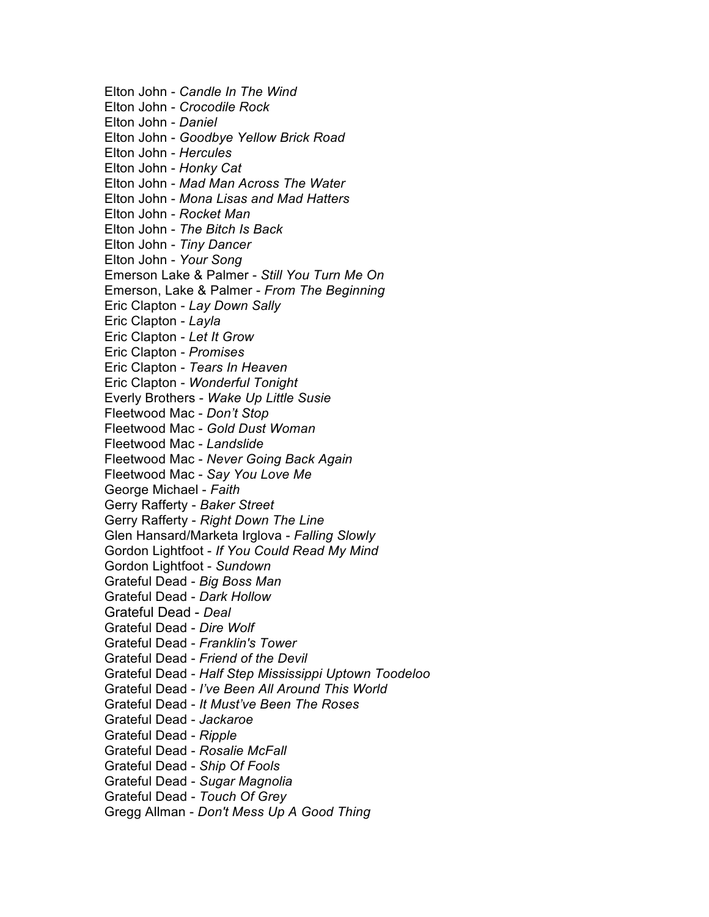Elton John - *Candle In The Wind*
Elton John - *Crocodile Rock*
Elton John - *Daniel*
Elton John - *Goodbye Yellow Brick Road*
Elton John - *Hercules*
Elton John - *Honky Cat*
Elton John - *Mad Man Across The Water*
Elton John - *Mona Lisas and Mad Hatters*
Elton John - *Rocket Man*
Elton John - *The Bitch Is Back*
Elton John - *Tiny Dancer*
Elton John - *Your Song*
Emerson Lake & Palmer - *Still You Turn Me On*
Emerson, Lake & Palmer - *From The Beginning*
Eric Clapton - *Lay Down Sally*
Eric Clapton - *Layla*
Eric Clapton - *Let It Grow*
Eric Clapton - *Promises*
Eric Clapton - *Tears In Heaven*
Eric Clapton - *Wonderful Tonight*
Everly Brothers - *Wake Up Little Susie*
Fleetwood Mac - *Don't Stop*
Fleetwood Mac - *Gold Dust Woman*
Fleetwood Mac - *Landslide*
Fleetwood Mac - *Never Going Back Again*
Fleetwood Mac - *Say You Love Me*
George Michael - *Faith*
Gerry Rafferty - *Baker Street*
Gerry Rafferty - *Right Down The Line*
Glen Hansard/Marketa Irglova - *Falling Slowly*
Gordon Lightfoot - *If You Could Read My Mind*
Gordon Lightfoot - *Sundown*
Grateful Dead - *Big Boss Man*
Grateful Dead - *Dark Hollow*
Grateful Dead - *Deal*
Grateful Dead - *Dire Wolf*
Grateful Dead - *Franklin's Tower*
Grateful Dead - *Friend of the Devil*
Grateful Dead - *Half Step Mississippi Uptown Toodeloo*
Grateful Dead - *I've Been All Around This World*
Grateful Dead - *It Must've Been The Roses*
Grateful Dead - *Jackaroe*
Grateful Dead - *Ripple*
Grateful Dead - *Rosalie McFall*
Grateful Dead - *Ship Of Fools*
Grateful Dead - *Sugar Magnolia*
Grateful Dead - *Touch Of Grey*
Gregg Allman - *Don't Mess Up A Good Thing*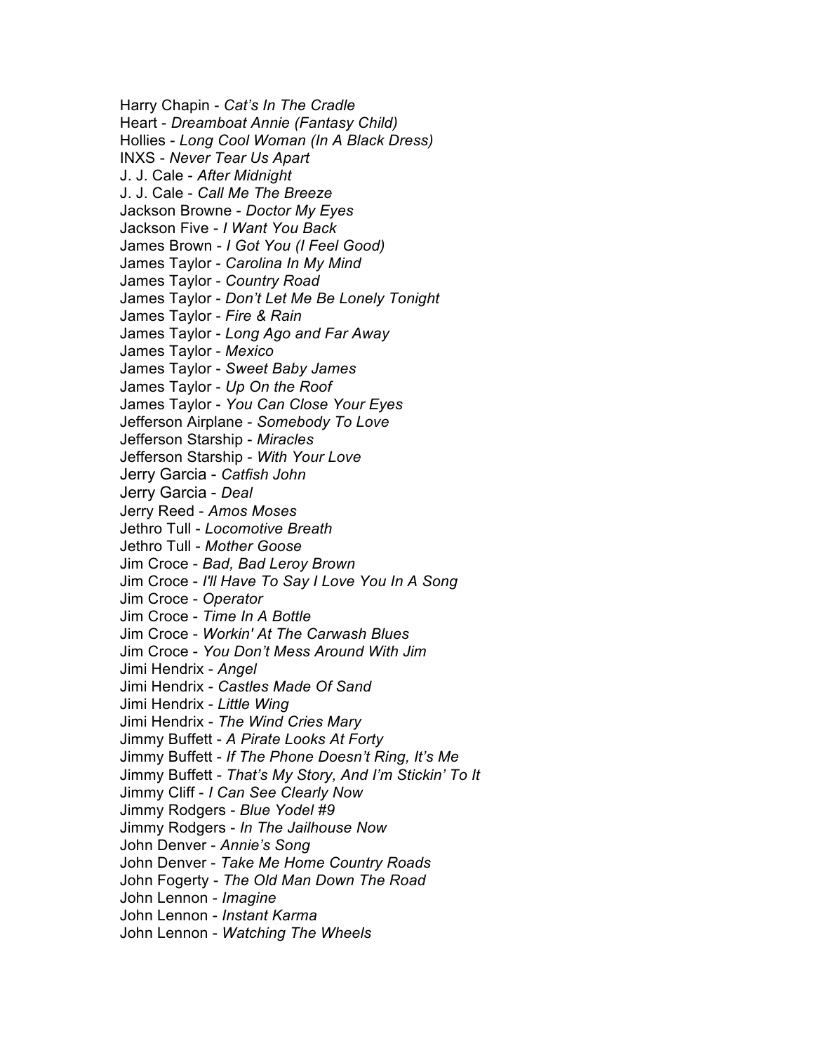Harry Chapin - *Cat's In The Cradle*
Heart - *Dreamboat Annie (Fantasy Child)*
Hollies - *Long Cool Woman (In A Black Dress)*
INXS - *Never Tear Us Apart*
J. J. Cale - *After Midnight*
J. J. Cale - *Call Me The Breeze*
Jackson Browne - *Doctor My Eyes*
Jackson Five - *I Want You Back*
James Brown - *I Got You (I Feel Good)*
James Taylor - *Carolina In My Mind*
James Taylor - *Country Road*
James Taylor - *Don't Let Me Be Lonely Tonight*
James Taylor - *Fire & Rain*
James Taylor - *Long Ago and Far Away*
James Taylor - *Mexico*
James Taylor - *Sweet Baby James*
James Taylor - *Up On the Roof*
James Taylor - *You Can Close Your Eyes*
Jefferson Airplane - *Somebody To Love*
Jefferson Starship - *Miracles*
Jefferson Starship - *With Your Love*
Jerry Garcia - *Catfish John*
Jerry Garcia - *Deal*
Jerry Reed - *Amos Moses*
Jethro Tull - *Locomotive Breath*
Jethro Tull - *Mother Goose*
Jim Croce - *Bad, Bad Leroy Brown*
Jim Croce - *I'll Have To Say I Love You In A Song*
Jim Croce - *Operator*
Jim Croce - *Time In A Bottle*
Jim Croce - *Workin' At The Carwash Blues*
Jim Croce - *You Don't Mess Around With Jim*
Jimi Hendrix - *Angel*
Jimi Hendrix - *Castles Made Of Sand*
Jimi Hendrix - *Little Wing*
Jimi Hendrix - *The Wind Cries Mary*
Jimmy Buffett - *A Pirate Looks At Forty*
Jimmy Buffett - *If The Phone Doesn't Ring, It's Me*
Jimmy Buffett - *That's My Story, And I'm Stickin' To It*
Jimmy Cliff - *I Can See Clearly Now*
Jimmy Rodgers - *Blue Yodel #9*
Jimmy Rodgers - *In The Jailhouse Now*
John Denver - *Annie's Song*
John Denver - *Take Me Home Country Roads*
John Fogerty - *The Old Man Down The Road*
John Lennon - *Imagine*
John Lennon - *Instant Karma*
John Lennon - *Watching The Wheels*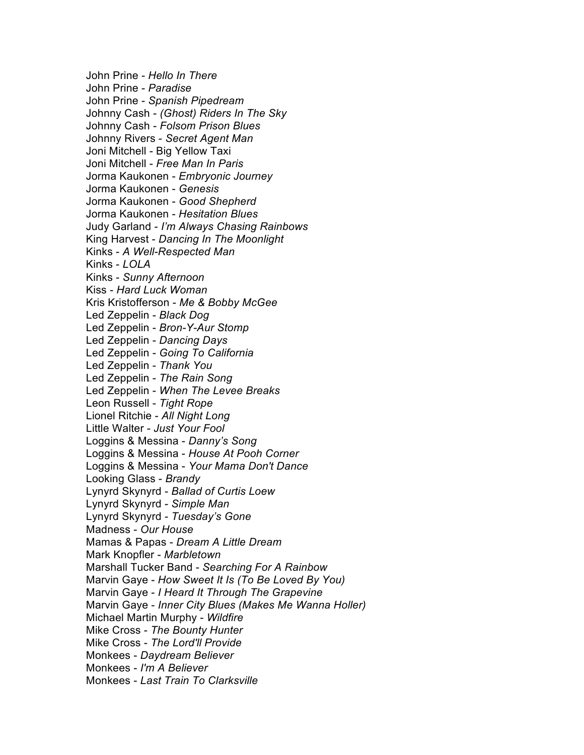John Prine - *Hello In There*  
John Prine - *Paradise*  
John Prine - *Spanish Pipedream*  
Johnny Cash - *(Ghost) Riders In The Sky*  
Johnny Cash - *Folsom Prison Blues*  
Johnny Rivers - *Secret Agent Man*  
Joni Mitchell - Big Yellow Taxi  
Joni Mitchell - *Free Man In Paris*  
Jorma Kaukonen - *Embryonic Journey*  
Jorma Kaukonen - *Genesis*  
Jorma Kaukonen - *Good Shepherd*  
Jorma Kaukonen - *Hesitation Blues*  
Judy Garland - *I'm Always Chasing Rainbows*  
King Harvest - *Dancing In The Moonlight*  
Kinks - *A Well-Respected Man*  
Kinks - *LOLA*  
Kinks - *Sunny Afternoon*  
Kiss - *Hard Luck Woman*  
Kris Kristofferson - *Me & Bobby McGee*  
Led Zeppelin - *Black Dog*  
Led Zeppelin - *Bron-Y-Aur Stomp*  
Led Zeppelin - *Dancing Days*  
Led Zeppelin - *Going To California*  
Led Zeppelin - *Thank You*  
Led Zeppelin - *The Rain Song*  
Led Zeppelin - *When The Levee Breaks*  
Leon Russell - *Tight Rope*  
Lionel Ritchie - *All Night Long*  
Little Walter - *Just Your Fool*  
Loggins & Messina - *Danny's Song*  
Loggins & Messina - *House At Pooh Corner*  
Loggins & Messina - *Your Mama Don't Dance*  
Looking Glass - *Brandy*  
Lynyrd Skynyrd - *Ballad of Curtis Loew*  
Lynyrd Skynyrd - *Simple Man*  
Lynyrd Skynyrd - *Tuesday's Gone*  
Madness - *Our House*  
Mamas & Papas - *Dream A Little Dream*  
Mark Knopfler - *Marbletown*  
Marshall Tucker Band - *Searching For A Rainbow*  
Marvin Gaye - *How Sweet It Is (To Be Loved By You)*  
Marvin Gaye - *I Heard It Through The Grapevine*  
Marvin Gaye - *Inner City Blues (Makes Me Wanna Holler)*  
Michael Martin Murphy - *Wildfire*  
Mike Cross - *The Bounty Hunter*  
Mike Cross - *The Lord'll Provide*  
Monkees - *Daydream Believer*  
Monkees - *I'm A Believer*  
Monkees - *Last Train To Clarksville*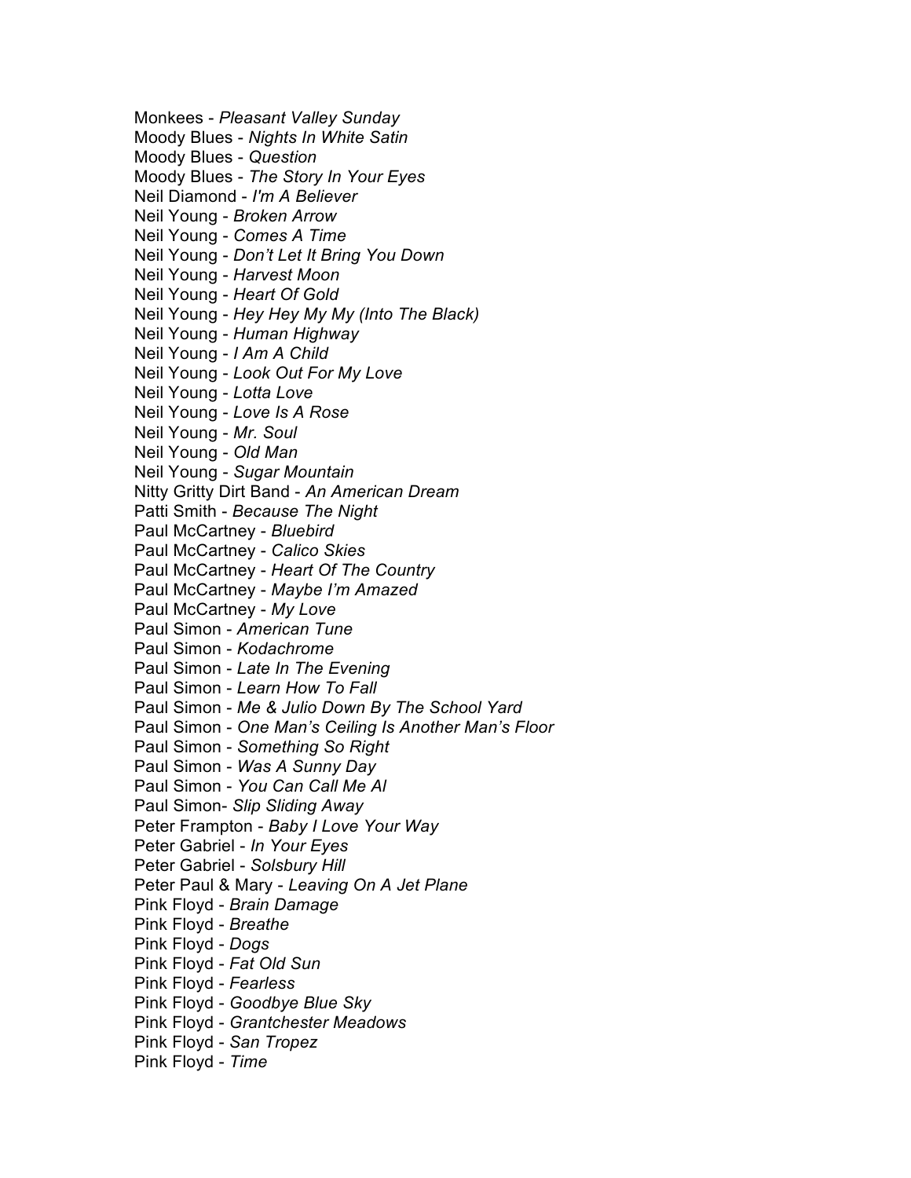Monkees - *Pleasant Valley Sunday*
Moody Blues - *Nights In White Satin*
Moody Blues - *Question*
Moody Blues - *The Story In Your Eyes*
Neil Diamond - *I'm A Believer*
Neil Young - *Broken Arrow*
Neil Young - *Comes A Time*
Neil Young - *Don't Let It Bring You Down*
Neil Young - *Harvest Moon*
Neil Young - *Heart Of Gold*
Neil Young - *Hey Hey My My (Into The Black)*
Neil Young - *Human Highway*
Neil Young - *I Am A Child*
Neil Young - *Look Out For My Love*
Neil Young - *Lotta Love*
Neil Young - *Love Is A Rose*
Neil Young - *Mr. Soul*
Neil Young - *Old Man*
Neil Young - *Sugar Mountain*
Nitty Gritty Dirt Band - *An American Dream*
Patti Smith - *Because The Night*
Paul McCartney - *Bluebird*
Paul McCartney - *Calico Skies*
Paul McCartney - *Heart Of The Country*
Paul McCartney - *Maybe I'm Amazed*
Paul McCartney - *My Love*
Paul Simon - *American Tune*
Paul Simon - *Kodachrome*
Paul Simon - *Late In The Evening*
Paul Simon - *Learn How To Fall*
Paul Simon - *Me & Julio Down By The School Yard*
Paul Simon - *One Man's Ceiling Is Another Man's Floor*
Paul Simon - *Something So Right*
Paul Simon - *Was A Sunny Day*
Paul Simon - *You Can Call Me Al*
Paul Simon- *Slip Sliding Away*
Peter Frampton - *Baby I Love Your Way*
Peter Gabriel - *In Your Eyes*
Peter Gabriel - *Solsbury Hill*
Peter Paul & Mary - *Leaving On A Jet Plane*
Pink Floyd - *Brain Damage*
Pink Floyd - *Breathe*
Pink Floyd - *Dogs*
Pink Floyd - *Fat Old Sun*
Pink Floyd - *Fearless*
Pink Floyd - *Goodbye Blue Sky*
Pink Floyd - *Grantchester Meadows*
Pink Floyd - *San Tropez*
Pink Floyd - *Time*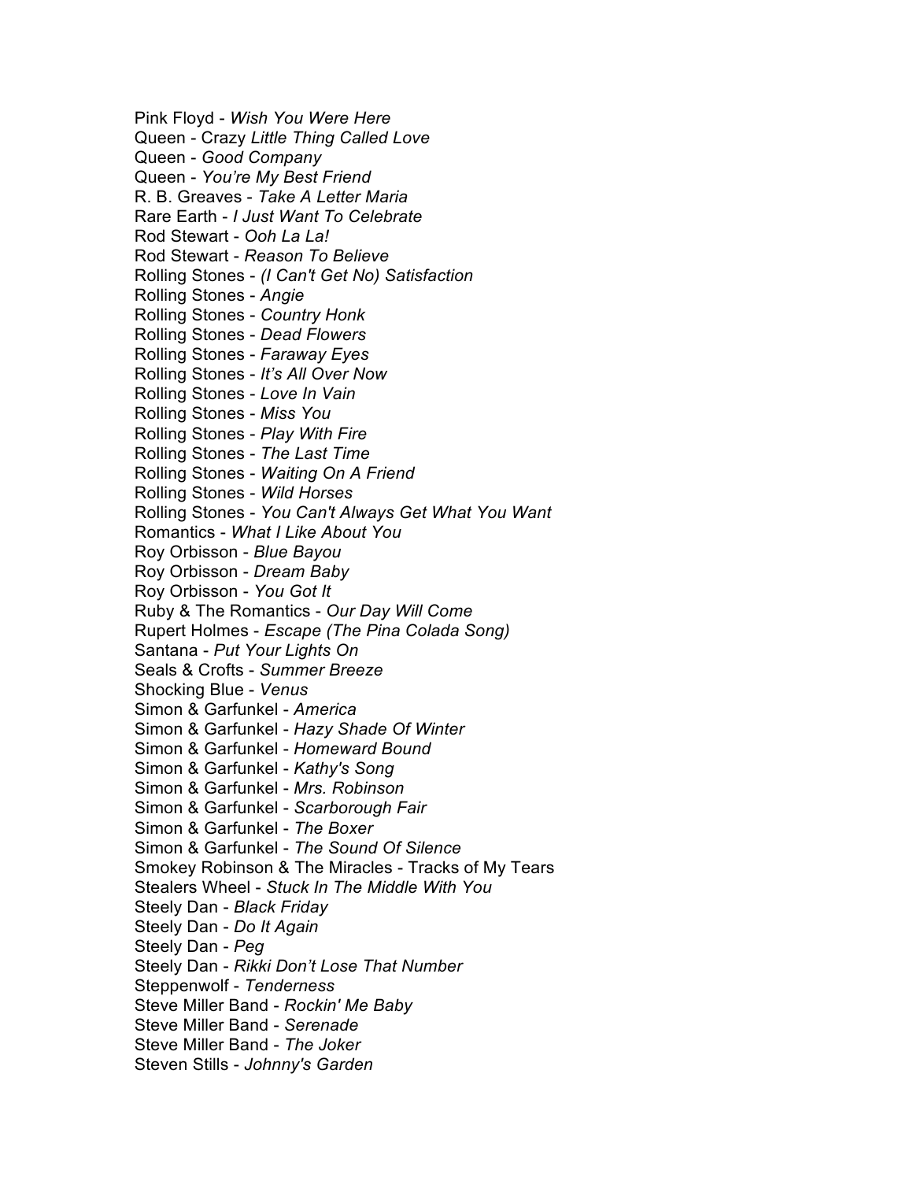Pink Floyd - *Wish You Were Here*
Queen - Crazy *Little Thing Called Love*
Queen - *Good Company*
Queen - *You're My Best Friend*
R. B. Greaves - *Take A Letter Maria*
Rare Earth - *I Just Want To Celebrate*
Rod Stewart - *Ooh La La!*
Rod Stewart - *Reason To Believe*
Rolling Stones - *(I Can't Get No) Satisfaction*
Rolling Stones - *Angie*
Rolling Stones - *Country Honk*
Rolling Stones - *Dead Flowers*
Rolling Stones - *Faraway Eyes*
Rolling Stones - *It's All Over Now*
Rolling Stones - *Love In Vain*
Rolling Stones - *Miss You*
Rolling Stones - *Play With Fire*
Rolling Stones - *The Last Time*
Rolling Stones - *Waiting On A Friend*
Rolling Stones - *Wild Horses*
Rolling Stones - *You Can't Always Get What You Want*
Romantics - *What I Like About You*
Roy Orbisson - *Blue Bayou*
Roy Orbisson - *Dream Baby*
Roy Orbisson - *You Got It*
Ruby & The Romantics - *Our Day Will Come*
Rupert Holmes - *Escape (The Pina Colada Song)*
Santana - *Put Your Lights On*
Seals & Crofts - *Summer Breeze*
Shocking Blue - *Venus*
Simon & Garfunkel - *America*
Simon & Garfunkel - *Hazy Shade Of Winter*
Simon & Garfunkel - *Homeward Bound*
Simon & Garfunkel - *Kathy's Song*
Simon & Garfunkel - *Mrs. Robinson*
Simon & Garfunkel - *Scarborough Fair*
Simon & Garfunkel - *The Boxer*
Simon & Garfunkel - *The Sound Of Silence*
Smokey Robinson & The Miracles - Tracks of My Tears
Stealers Wheel - *Stuck In The Middle With You*
Steely Dan - *Black Friday*
Steely Dan - *Do It Again*
Steely Dan - *Peg*
Steely Dan - *Rikki Don't Lose That Number*
Steppenwolf - *Tenderness*
Steve Miller Band - *Rockin' Me Baby*
Steve Miller Band - *Serenade*
Steve Miller Band - *The Joker*
Steven Stills - *Johnny's Garden*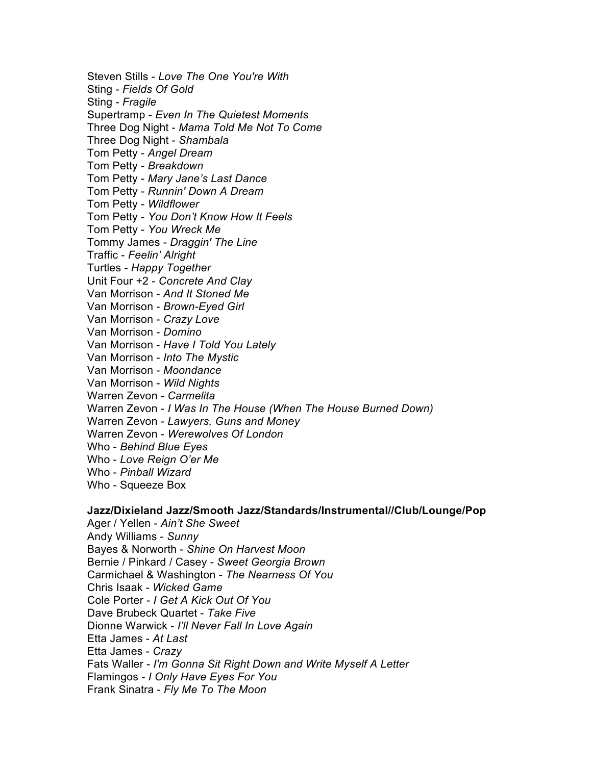Steven Stills - *Love The One You're With*
Sting - *Fields Of Gold*
Sting - *Fragile*
Supertramp - *Even In The Quietest Moments*
Three Dog Night - *Mama Told Me Not To Come*
Three Dog Night - *Shambala*
Tom Petty - *Angel Dream*
Tom Petty - *Breakdown*
Tom Petty - *Mary Jane's Last Dance*
Tom Petty - *Runnin' Down A Dream*
Tom Petty - *Wildflower*
Tom Petty - *You Don't Know How It Feels*
Tom Petty - *You Wreck Me*
Tommy James - *Draggin' The Line*
Traffic - *Feelin' Alright*
Turtles - *Happy Together*
Unit Four +2 - *Concrete And Clay*
Van Morrison - *And It Stoned Me*
Van Morrison - *Brown-Eyed Girl*
Van Morrison - *Crazy Love*
Van Morrison - *Domino*
Van Morrison - *Have I Told You Lately*
Van Morrison - *Into The Mystic*
Van Morrison - *Moondance*
Van Morrison - *Wild Nights*
Warren Zevon - *Carmelita*
Warren Zevon - *I Was In The House (When The House Burned Down)*
Warren Zevon - *Lawyers, Guns and Money*
Warren Zevon - *Werewolves Of London*
Who - *Behind Blue Eyes*
Who - *Love Reign O'er Me*
Who - *Pinball Wizard*
Who - Squeeze Box

**Jazz/Dixieland Jazz/Smooth Jazz/Standards/Instrumental//Club/Lounge/Pop**

Ager / Yellen - *Ain't She Sweet*
Andy Williams - *Sunny*
Bayes & Norworth - *Shine On Harvest Moon*
Bernie / Pinkard / Casey - *Sweet Georgia Brown*
Carmichael & Washington - *The Nearness Of You*
Chris Isaak - *Wicked Game*
Cole Porter - *I Get A Kick Out Of You*
Dave Brubeck Quartet - *Take Five*
Dionne Warwick - *I'll Never Fall In Love Again*
Etta James - *At Last*
Etta James - *Crazy*
Fats Waller - *I'm Gonna Sit Right Down and Write Myself A Letter*
Flamingos - *I Only Have Eyes For You*
Frank Sinatra - *Fly Me To The Moon*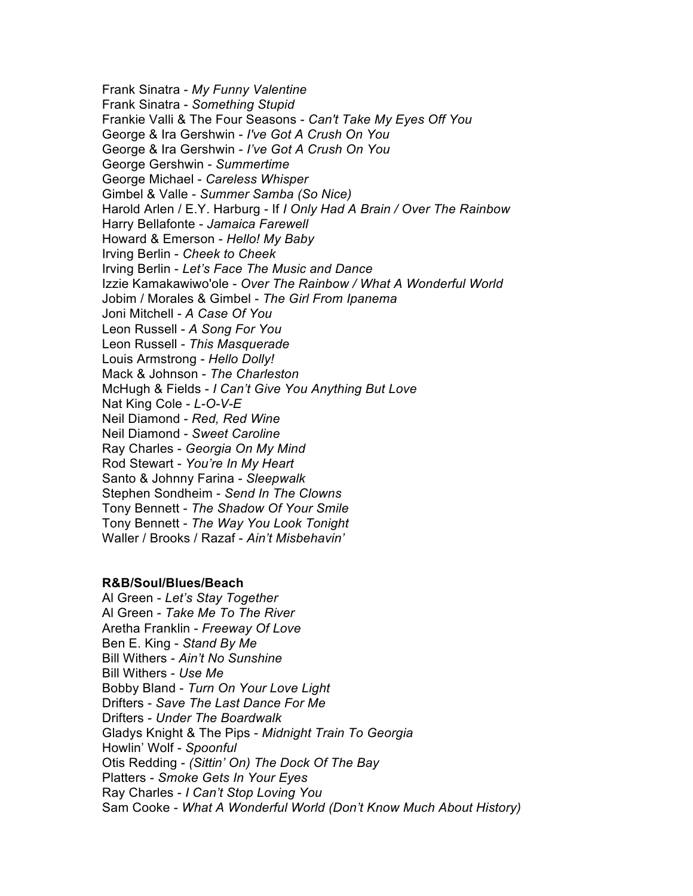Frank Sinatra - *My Funny Valentine*
Frank Sinatra - *Something Stupid*
Frankie Valli & The Four Seasons - *Can't Take My Eyes Off You*
George & Ira Gershwin - *I've Got A Crush On You*
George & Ira Gershwin - *I’ve Got A Crush On You*
George Gershwin - *Summertime*
George Michael - *Careless Whisper*
Gimbel & Valle - *Summer Samba (So Nice)*
Harold Arlen / E.Y. Harburg - If *I Only Had A Brain / Over The Rainbow*
Harry Bellafonte - *Jamaica Farewell*
Howard & Emerson - *Hello! My Baby*
Irving Berlin - *Cheek to Cheek*
Irving Berlin - *Let’s Face The Music and Dance*
Izzie Kamakawiwo'ole - *Over The Rainbow / What A Wonderful World*
Jobim / Morales & Gimbel - *The Girl From Ipanema*
Joni Mitchell - *A Case Of You*
Leon Russell - *A Song For You*
Leon Russell - *This Masquerade*
Louis Armstrong - *Hello Dolly!*
Mack & Johnson - *The Charleston*
McHugh & Fields - *I Can’t Give You Anything But Love*
Nat King Cole - *L-O-V-E*
Neil Diamond - *Red, Red Wine*
Neil Diamond - *Sweet Caroline*
Ray Charles - *Georgia On My Mind*
Rod Stewart - *You’re In My Heart*
Santo & Johnny Farina - *Sleepwalk*
Stephen Sondheim - *Send In The Clowns*
Tony Bennett - *The Shadow Of Your Smile*
Tony Bennett - *The Way You Look Tonight*
Waller / Brooks / Razaf - *Ain’t Misbehavin’*

**R&B/Soul/Blues/Beach**

Al Green - *Let’s Stay Together*
Al Green - *Take Me To The River*
Aretha Franklin - *Freeway Of Love*
Ben E. King - *Stand By Me*
Bill Withers - *Ain’t No Sunshine*
Bill Withers - *Use Me*
Bobby Bland - *Turn On Your Love Light*
Drifters - *Save The Last Dance For Me*
Drifters - *Under The Boardwalk*
Gladys Knight & The Pips - *Midnight Train To Georgia*
Howlin’ Wolf - *Spoonful*
Otis Redding - *(Sittin’ On) The Dock Of The Bay*
Platters - *Smoke Gets In Your Eyes*
Ray Charles - *I Can’t Stop Loving You*
Sam Cooke - *What A Wonderful World (Don’t Know Much About History)*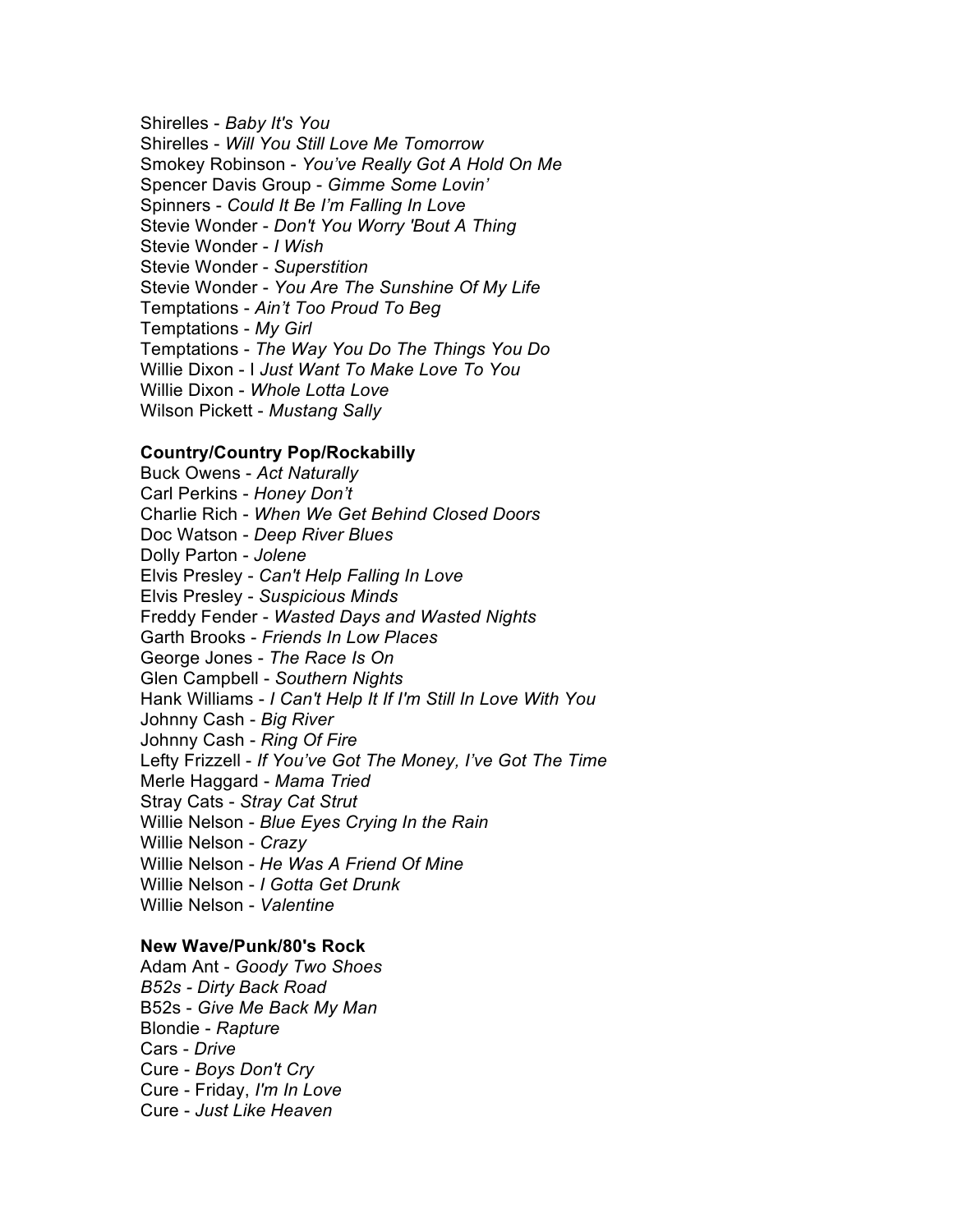Shirelles - *Baby It's You*
Shirelles - *Will You Still Love Me Tomorrow*
Smokey Robinson - *You've Really Got A Hold On Me*
Spencer Davis Group - *Gimme Some Lovin'*
Spinners - *Could It Be I'm Falling In Love*
Stevie Wonder - *Don't You Worry 'Bout A Thing*
Stevie Wonder - *I Wish*
Stevie Wonder - *Superstition*
Stevie Wonder - *You Are The Sunshine Of My Life*
Temptations - *Ain't Too Proud To Beg*
Temptations - *My Girl*
Temptations - *The Way You Do The Things You Do*
Willie Dixon - I *Just Want To Make Love To You*
Willie Dixon - *Whole Lotta Love*
Wilson Pickett - *Mustang Sally*

**Country/Country Pop/Rockabilly**

Buck Owens - *Act Naturally*
Carl Perkins - *Honey Don't*
Charlie Rich - *When We Get Behind Closed Doors*
Doc Watson - *Deep River Blues*
Dolly Parton - *Jolene*
Elvis Presley - *Can't Help Falling In Love*
Elvis Presley - *Suspicious Minds*
Freddy Fender - *Wasted Days and Wasted Nights*
Garth Brooks - *Friends In Low Places*
George Jones - *The Race Is On*
Glen Campbell - *Southern Nights*
Hank Williams - *I Can't Help It If I'm Still In Love With You*
Johnny Cash - *Big River*
Johnny Cash - *Ring Of Fire*
Lefty Frizzell - *If You've Got The Money, I've Got The Time*
Merle Haggard - *Mama Tried*
Stray Cats - *Stray Cat Strut*
Willie Nelson - *Blue Eyes Crying In the Rain*
Willie Nelson - *Crazy*
Willie Nelson - *He Was A Friend Of Mine*
Willie Nelson - *I Gotta Get Drunk*
Willie Nelson - *Valentine*

**New Wave/Punk/80's Rock**

Adam Ant - *Goody Two Shoes*
*B52s - Dirty Back Road*
B52s - *Give Me Back My Man*
Blondie - *Rapture*
Cars - *Drive*
Cure - *Boys Don't Cry*
Cure - Friday, *I'm In Love*
Cure - *Just Like Heaven*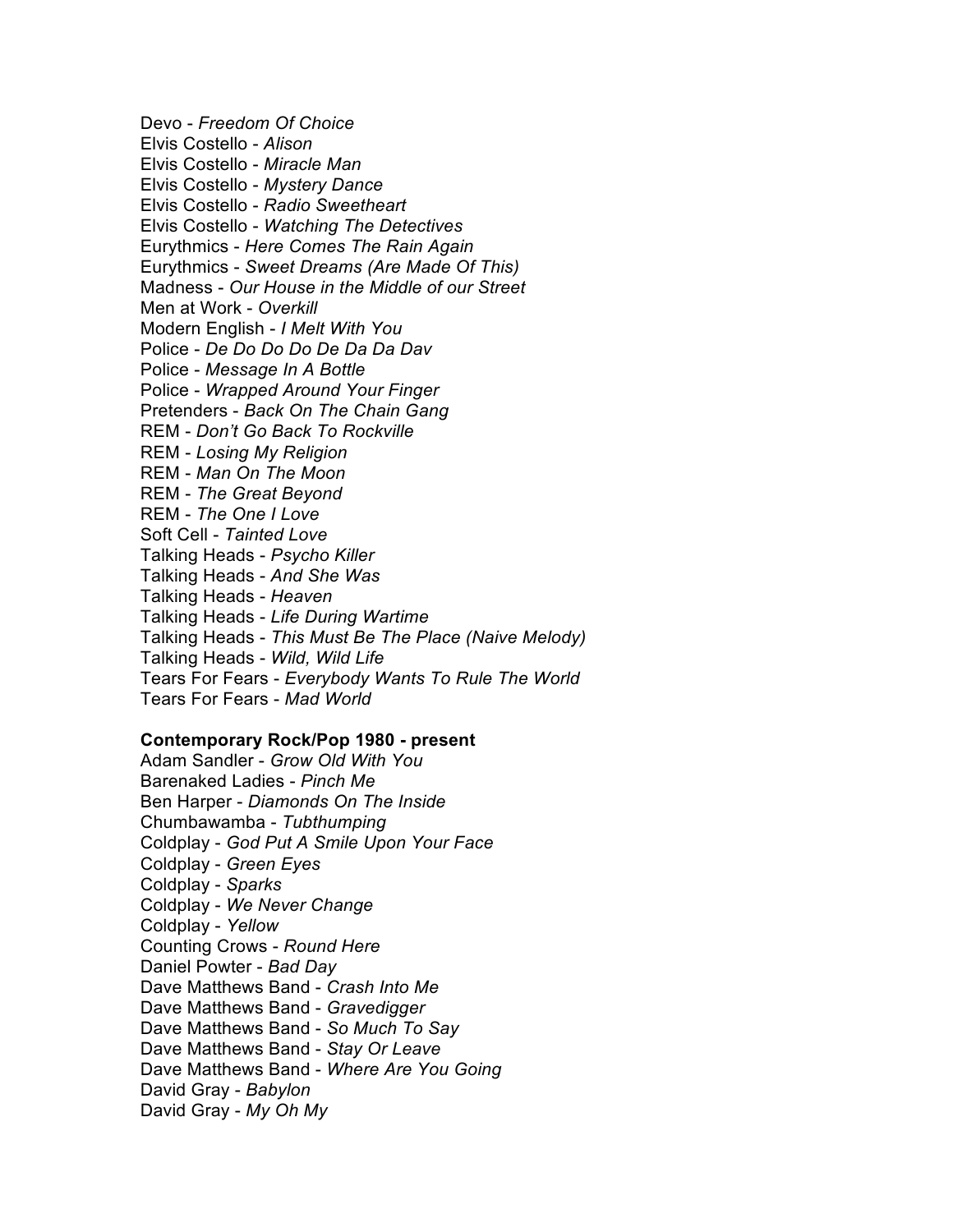Devo - *Freedom Of Choice*
Elvis Costello - *Alison*
Elvis Costello - *Miracle Man*
Elvis Costello - *Mystery Dance*
Elvis Costello - *Radio Sweetheart*
Elvis Costello - *Watching The Detectives*
Eurythmics - *Here Comes The Rain Again*
Eurythmics - *Sweet Dreams (Are Made Of This)*
Madness - *Our House in the Middle of our Street*
Men at Work - *Overkill*
Modern English - *I Melt With You*
Police - *De Do Do Do De Da Da Dav*
Police - *Message In A Bottle*
Police - *Wrapped Around Your Finger*
Pretenders - *Back On The Chain Gang*
REM - *Don't Go Back To Rockville*
REM - *Losing My Religion*
REM - *Man On The Moon*
REM - *The Great Beyond*
REM - *The One I Love*
Soft Cell - *Tainted Love*
Talking Heads - *Psycho Killer*
Talking Heads - *And She Was*
Talking Heads - *Heaven*
Talking Heads - *Life During Wartime*
Talking Heads - *This Must Be The Place (Naive Melody)*
Talking Heads - *Wild, Wild Life*
Tears For Fears - *Everybody Wants To Rule The World*
Tears For Fears - *Mad World*

**Contemporary Rock/Pop 1980 - present**
Adam Sandler - *Grow Old With You*
Barenaked Ladies - *Pinch Me*
Ben Harper - *Diamonds On The Inside*
Chumbawamba - *Tubthumping*
Coldplay - *God Put A Smile Upon Your Face*
Coldplay - *Green Eyes*
Coldplay - *Sparks*
Coldplay - *We Never Change*
Coldplay - *Yellow*
Counting Crows - *Round Here*
Daniel Powter - *Bad Day*
Dave Matthews Band - *Crash Into Me*
Dave Matthews Band - *Gravedigger*
Dave Matthews Band - *So Much To Say*
Dave Matthews Band - *Stay Or Leave*
Dave Matthews Band - *Where Are You Going*
David Gray - *Babylon*
David Gray - *My Oh My*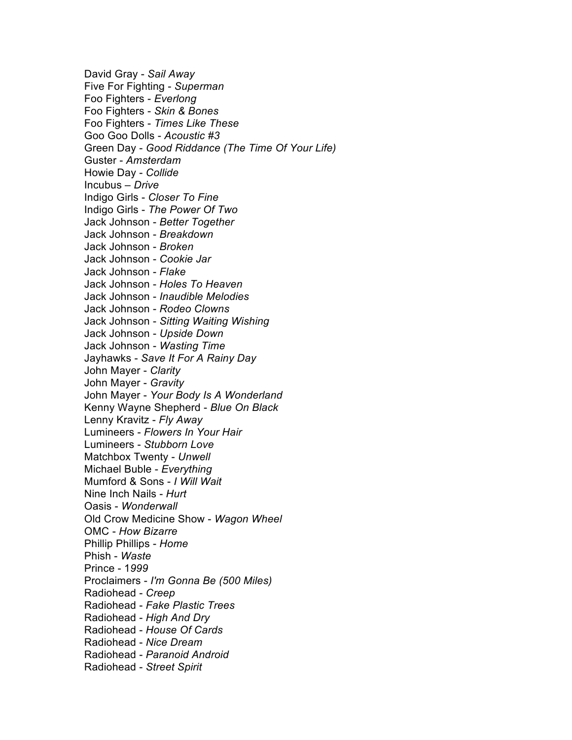David Gray - *Sail Away*
Five For Fighting - *Superman*
Foo Fighters - *Everlong*
Foo Fighters - *Skin & Bones*
Foo Fighters - *Times Like These*
Goo Goo Dolls - *Acoustic #3*
Green Day - *Good Riddance (The Time Of Your Life)*
Guster - *Amsterdam*
Howie Day - *Collide*
Incubus – *Drive*
Indigo Girls - *Closer To Fine*
Indigo Girls - *The Power Of Two*
Jack Johnson - *Better Together*
Jack Johnson - *Breakdown*
Jack Johnson - *Broken*
Jack Johnson - *Cookie Jar*
Jack Johnson - *Flake*
Jack Johnson - *Holes To Heaven*
Jack Johnson - *Inaudible Melodies*
Jack Johnson - *Rodeo Clowns*
Jack Johnson - *Sitting Waiting Wishing*
Jack Johnson - *Upside Down*
Jack Johnson - *Wasting Time*
Jayhawks - *Save It For A Rainy Day*
John Mayer - *Clarity*
John Mayer - *Gravity*
John Mayer - *Your Body Is A Wonderland*
Kenny Wayne Shepherd - *Blue On Black*
Lenny Kravitz - *Fly Away*
Lumineers - *Flowers In Your Hair*
Lumineers - *Stubborn Love*
Matchbox Twenty - *Unwell*
Michael Buble - *Everything*
Mumford & Sons - *I Will Wait*
Nine Inch Nails - *Hurt*
Oasis - *Wonderwall*
Old Crow Medicine Show - *Wagon Wheel*
OMC - *How Bizarre*
Phillip Phillips - *Home*
Phish - *Waste*
Prince - 1*999*
Proclaimers - *I'm Gonna Be (500 Miles)*
Radiohead - *Creep*
Radiohead - *Fake Plastic Trees*
Radiohead - *High And Dry*
Radiohead - *House Of Cards*
Radiohead - *Nice Dream*
Radiohead - *Paranoid Android*
Radiohead - *Street Spirit*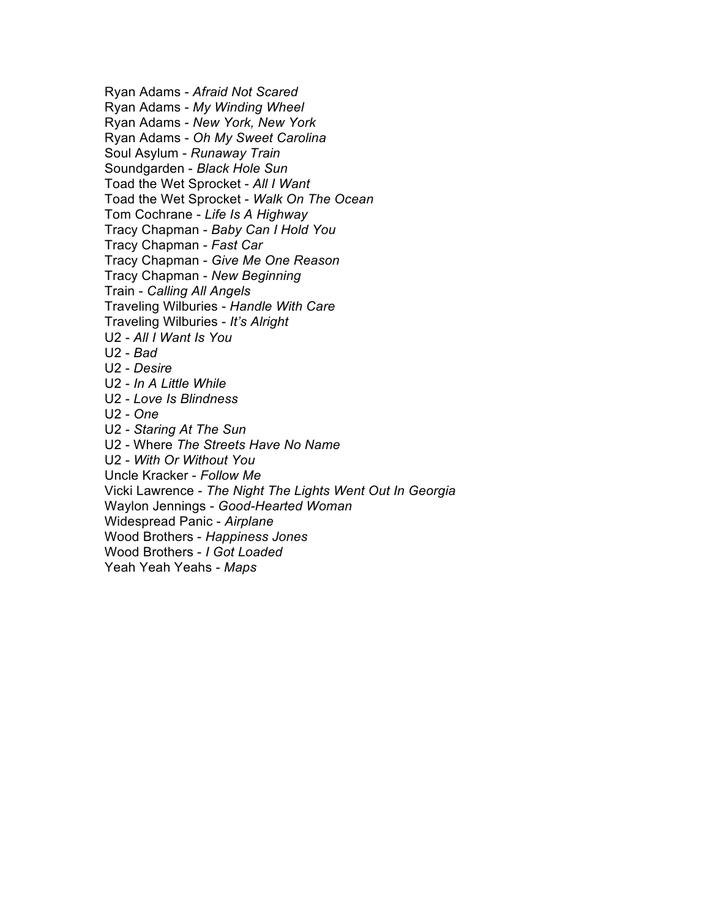Ryan Adams - *Afraid Not Scared*
Ryan Adams - *My Winding Wheel*
Ryan Adams - *New York, New York*
Ryan Adams - *Oh My Sweet Carolina*
Soul Asylum - *Runaway Train*
Soundgarden - *Black Hole Sun*
Toad the Wet Sprocket - *All I Want*
Toad the Wet Sprocket - *Walk On The Ocean*
Tom Cochrane - *Life Is A Highway*
Tracy Chapman - *Baby Can I Hold You*
Tracy Chapman - *Fast Car*
Tracy Chapman - *Give Me One Reason*
Tracy Chapman - *New Beginning*
Train - *Calling All Angels*
Traveling Wilburies - *Handle With Care*
Traveling Wilburies - *It's Alright*
U2 - *All I Want Is You*
U2 - *Bad*
U2 - *Desire*
U2 - *In A Little While*
U2 - *Love Is Blindness*
U2 - *One*
U2 - *Staring At The Sun*
U2 - Where *The Streets Have No Name*
U2 - *With Or Without You*
Uncle Kracker - *Follow Me*
Vicki Lawrence - *The Night The Lights Went Out In Georgia*
Waylon Jennings - *Good-Hearted Woman*
Widespread Panic - *Airplane*
Wood Brothers - *Happiness Jones*
Wood Brothers - *I Got Loaded*
Yeah Yeah Yeahs - *Maps*